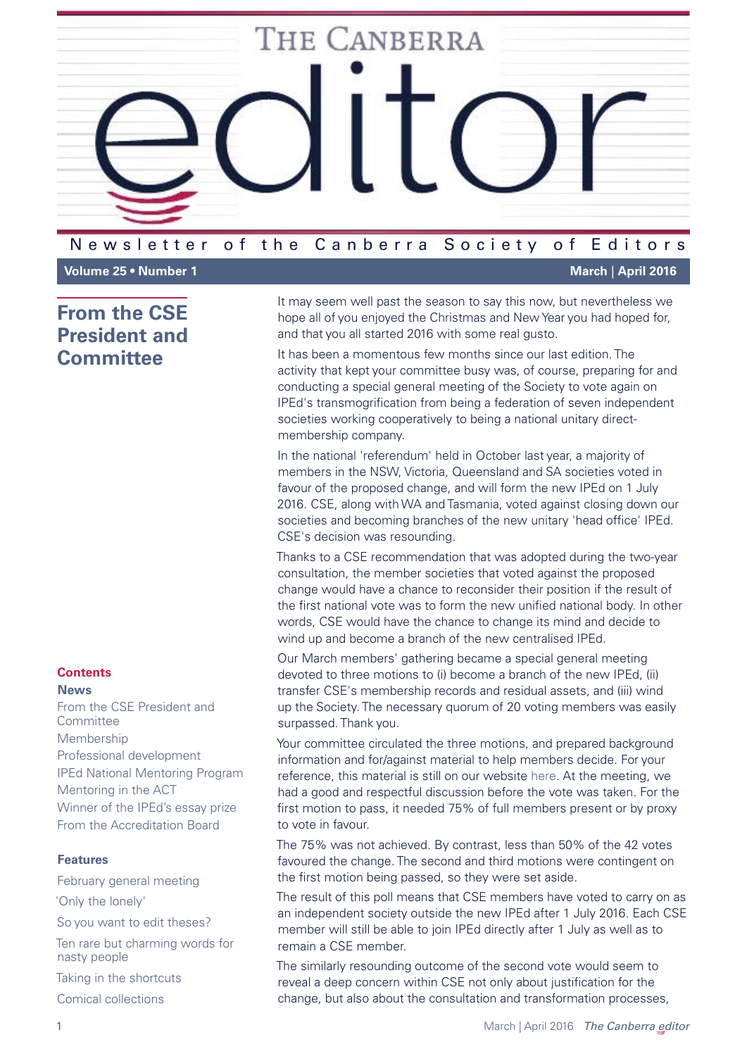# The Canberra editor

Newsletter of the Canberra Society of Editors

Volume 25 • Number 1 — March | April 2016

## From the CSE President and Committee

It may seem well past the season to say this now, but nevertheless we hope all of you enjoyed the Christmas and New Year you had hoped for, and that you all started 2016 with some real gusto.

It has been a momentous few months since our last edition. The activity that kept your committee busy was, of course, preparing for and conducting a special general meeting of the Society to vote again on IPEd's transmogrification from being a federation of seven independent societies working cooperatively to being a national unitary direct-membership company.

In the national 'referendum' held in October last year, a majority of members in the NSW, Victoria, Queensland and SA societies voted in favour of the proposed change, and will form the new IPEd on 1 July 2016. CSE, along with WA and Tasmania, voted against closing down our societies and becoming branches of the new unitary 'head office' IPEd. CSE's decision was resounding.

Thanks to a CSE recommendation that was adopted during the two-year consultation, the member societies that voted against the proposed change would have a chance to reconsider their position if the result of the first national vote was to form the new unified national body. In other words, CSE would have the chance to change its mind and decide to wind up and become a branch of the new centralised IPEd.

Our March members' gathering became a special general meeting devoted to three motions to (i) become a branch of the new IPEd, (ii) transfer CSE's membership records and residual assets, and (iii) wind up the Society. The necessary quorum of 20 voting members was easily surpassed. Thank you.

Your committee circulated the three motions, and prepared background information and for/against material to help members decide. For your reference, this material is still on our website here. At the meeting, we had a good and respectful discussion before the vote was taken. For the first motion to pass, it needed 75% of full members present or by proxy to vote in favour.

The 75% was not achieved. By contrast, less than 50% of the 42 votes favoured the change. The second and third motions were contingent on the first motion being passed, so they were set aside.

The result of this poll means that CSE members have voted to carry on as an independent society outside the new IPEd after 1 July 2016. Each CSE member will still be able to join IPEd directly after 1 July as well as to remain a CSE member.

The similarly resounding outcome of the second vote would seem to reveal a deep concern within CSE not only about justification for the change, but also about the consultation and transformation processes,

**Contents**

**News**

- From the CSE President and Committee
- Membership
- Professional development
- IPEd National Mentoring Program
- Mentoring in the ACT
- Winner of the IPEd's essay prize
- From the Accreditation Board

**Features**

- February general meeting
- 'Only the lonely'
- So you want to edit theses?
- Ten rare but charming words for nasty people
- Taking in the shortcuts
- Comical collections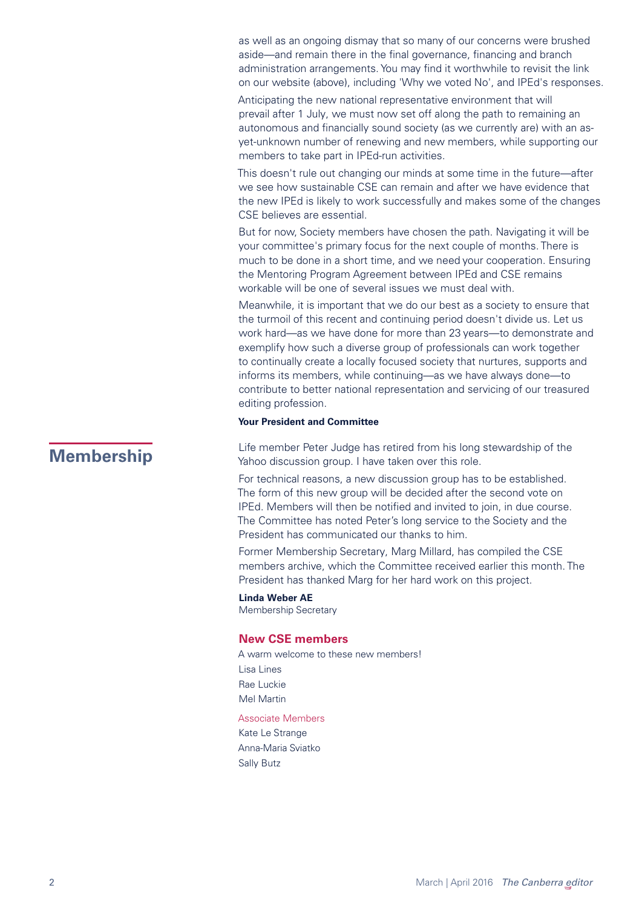as well as an ongoing dismay that so many of our concerns were brushed aside—and remain there in the final governance, financing and branch administration arrangements. You may find it worthwhile to revisit the link on our website (above), including 'Why we voted No', and IPEd's responses.

Anticipating the new national representative environment that will prevail after 1 July, we must now set off along the path to remaining an autonomous and financially sound society (as we currently are) with an as-yet-unknown number of renewing and new members, while supporting our members to take part in IPEd-run activities.

This doesn't rule out changing our minds at some time in the future—after we see how sustainable CSE can remain and after we have evidence that the new IPEd is likely to work successfully and makes some of the changes CSE believes are essential.

But for now, Society members have chosen the path. Navigating it will be your committee's primary focus for the next couple of months. There is much to be done in a short time, and we need your cooperation. Ensuring the Mentoring Program Agreement between IPEd and CSE remains workable will be one of several issues we must deal with.

Meanwhile, it is important that we do our best as a society to ensure that the turmoil of this recent and continuing period doesn't divide us. Let us work hard—as we have done for more than 23 years—to demonstrate and exemplify how such a diverse group of professionals can work together to continually create a locally focused society that nurtures, supports and informs its members, while continuing—as we have always done—to contribute to better national representation and servicing of our treasured editing profession.

**Your President and Committee**

## Membership

Life member Peter Judge has retired from his long stewardship of the Yahoo discussion group. I have taken over this role.

For technical reasons, a new discussion group has to be established. The form of this new group will be decided after the second vote on IPEd. Members will then be notified and invited to join, in due course. The Committee has noted Peter's long service to the Society and the President has communicated our thanks to him.

Former Membership Secretary, Marg Millard, has compiled the CSE members archive, which the Committee received earlier this month. The President has thanked Marg for her hard work on this project.

**Linda Weber AE**
Membership Secretary

### New CSE members

A warm welcome to these new members!

Lisa Lines
Rae Luckie
Mel Martin

Associate Members

Kate Le Strange
Anna-Maria Sviatko
Sally Butz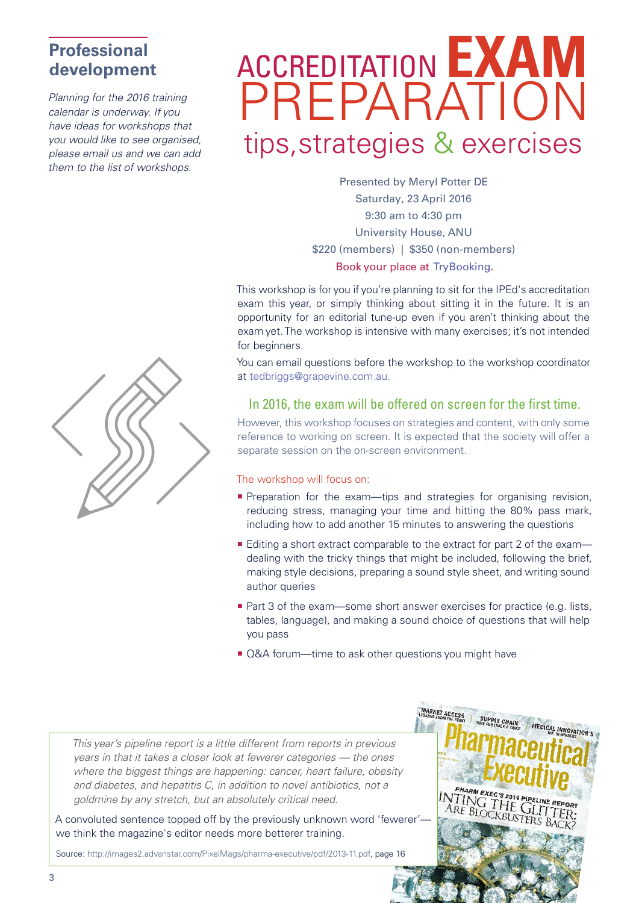## Professional development

*Planning for the 2016 training calendar is underway. If you have ideas for workshops that you would like to see organised, please email us and we can add them to the list of workshops.*

# ACCREDITATION EXAM PREPARATION

## tips, strategies & exercises

Presented by Meryl Potter DE
Saturday, 23 April 2016
9:30 am to 4:30 pm
University House, ANU
$220 (members) | $350 (non-members)
Book your place at TryBooking.

This workshop is for you if you're planning to sit for the IPEd's accreditation exam this year, or simply thinking about sitting it in the future. It is an opportunity for an editorial tune-up even if you aren't thinking about the exam yet. The workshop is intensive with many exercises; it's not intended for beginners.

You can email questions before the workshop to the workshop coordinator at tedbriggs@grapevine.com.au.

### In 2016, the exam will be offered on screen for the first time.

However, this workshop focuses on strategies and content, with only some reference to working on screen. It is expected that the society will offer a separate session on the on-screen environment.

The workshop will focus on:

- Preparation for the exam—tips and strategies for organising revision, reducing stress, managing your time and hitting the 80% pass mark, including how to add another 15 minutes to answering the questions
- Editing a short extract comparable to the extract for part 2 of the exam—dealing with the tricky things that might be included, following the brief, making style decisions, preparing a sound style sheet, and writing sound author queries
- Part 3 of the exam—some short answer exercises for practice (e.g. lists, tables, language), and making a sound choice of questions that will help you pass
- Q&A forum—time to ask other questions you might have

*This year's pipeline report is a little different from reports in previous years in that it takes a closer look at fewer categories — the ones where the biggest things are happening: cancer, heart failure, obesity and diabetes, and hepatitis C, in addition to novel antibiotics, not a goldmine by any stretch, but an absolutely critical need.*

A convoluted sentence topped off by the previously unknown word 'fewerer'—we think the magazine's editor needs more betterer training.

Source: http://images2.advanstar.com/PixelMags/pharma-executive/pdf/2013-11.pdf, page 16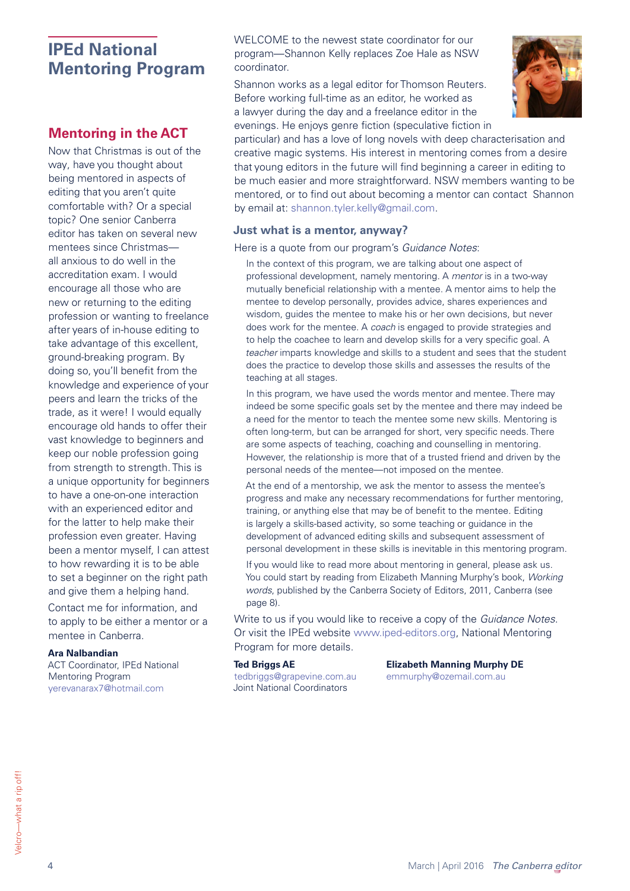# IPEd National Mentoring Program

## Mentoring in the ACT

Now that Christmas is out of the way, have you thought about being mentored in aspects of editing that you aren't quite comfortable with? Or a special topic? One senior Canberra editor has taken on several new mentees since Christmas—all anxious to do well in the accreditation exam. I would encourage all those who are new or returning to the editing profession or wanting to freelance after years of in-house editing to take advantage of this excellent, ground-breaking program. By doing so, you'll benefit from the knowledge and experience of your peers and learn the tricks of the trade, as it were! I would equally encourage old hands to offer their vast knowledge to beginners and keep our noble profession going from strength to strength. This is a unique opportunity for beginners to have a one-on-one interaction with an experienced editor and for the latter to help make their profession even greater. Having been a mentor myself, I can attest to how rewarding it is to be able to set a beginner on the right path and give them a helping hand.

Contact me for information, and to apply to be either a mentor or a mentee in Canberra.

**Ara Nalbandian**
ACT Coordinator, IPEd National Mentoring Program
yerevanarax7@hotmail.com

WELCOME to the newest state coordinator for our program—Shannon Kelly replaces Zoe Hale as NSW coordinator.

Shannon works as a legal editor for Thomson Reuters. Before working full-time as an editor, he worked as a lawyer during the day and a freelance editor in the evenings. He enjoys genre fiction (speculative fiction in particular) and has a love of long novels with deep characterisation and creative magic systems. His interest in mentoring comes from a desire that young editors in the future will find beginning a career in editing to be much easier and more straightforward. NSW members wanting to be mentored, or to find out about becoming a mentor can contact Shannon by email at: shannon.tyler.kelly@gmail.com.

### Just what is a mentor, anyway?

Here is a quote from our program's *Guidance Notes*:

> In the context of this program, we are talking about one aspect of professional development, namely mentoring. A *mentor* is in a two-way mutually beneficial relationship with a mentee. A mentor aims to help the mentee to develop personally, provides advice, shares experiences and wisdom, guides the mentee to make his or her own decisions, but never does work for the mentee. A *coach* is engaged to provide strategies and to help the coachee to learn and develop skills for a very specific goal. A *teacher* imparts knowledge and skills to a student and sees that the student does the practice to develop those skills and assesses the results of the teaching at all stages.
>
> In this program, we have used the words mentor and mentee. There may indeed be some specific goals set by the mentee and there may indeed be a need for the mentor to teach the mentee some new skills. Mentoring is often long-term, but can be arranged for short, very specific needs. There are some aspects of teaching, coaching and counselling in mentoring. However, the relationship is more that of a trusted friend and driven by the personal needs of the mentee—not imposed on the mentee.
>
> At the end of a mentorship, we ask the mentor to assess the mentee's progress and make any necessary recommendations for further mentoring, training, or anything else that may be of benefit to the mentee. Editing is largely a skills-based activity, so some teaching or guidance in the development of advanced editing skills and subsequent assessment of personal development in these skills is inevitable in this mentoring program.
>
> If you would like to read more about mentoring in general, please ask us. You could start by reading from Elizabeth Manning Murphy's book, *Working words*, published by the Canberra Society of Editors, 2011, Canberra (see page 8).

Write to us if you would like to receive a copy of the *Guidance Notes*. Or visit the IPEd website www.iped-editors.org, National Mentoring Program for more details.

**Ted Briggs AE**
tedbriggs@grapevine.com.au
Joint National Coordinators

**Elizabeth Manning Murphy DE**
emmurphy@ozemail.com.au

Velcro—what a rip off!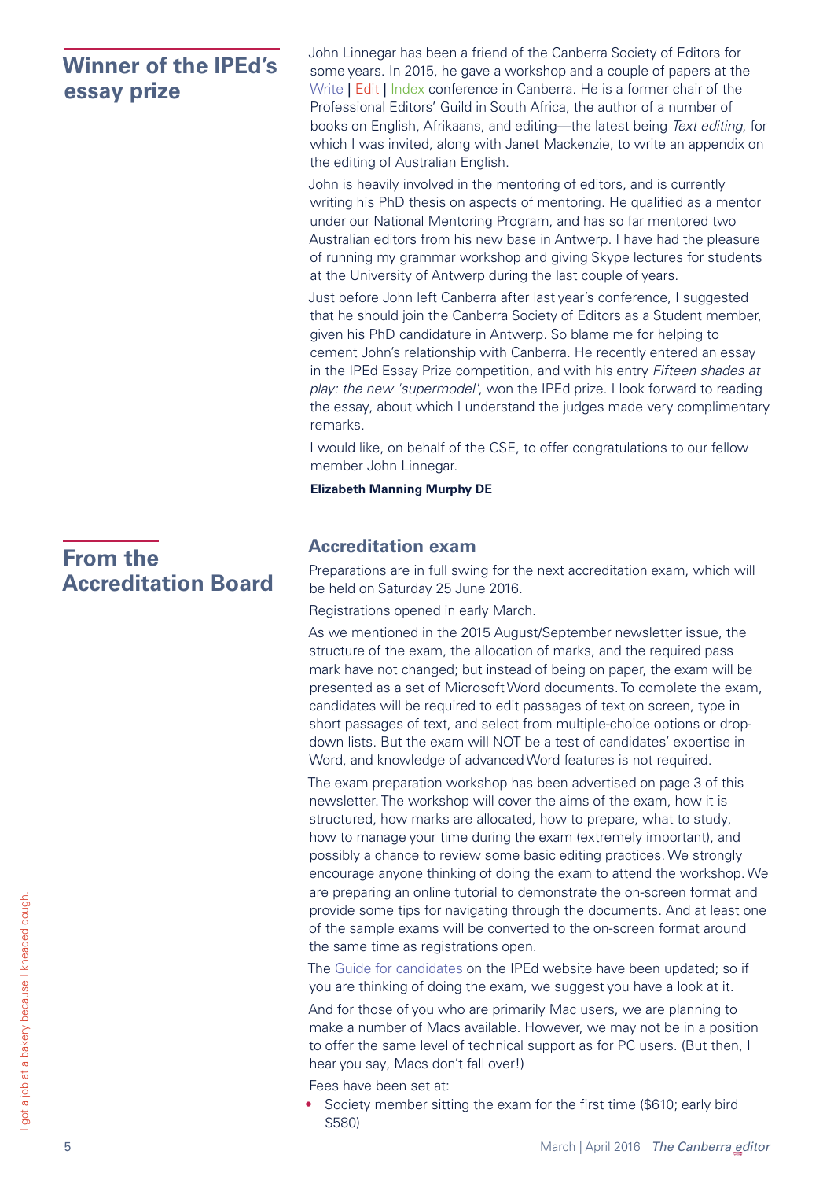## Winner of the IPEd's essay prize

John Linnegar has been a friend of the Canberra Society of Editors for some years. In 2015, he gave a workshop and a couple of papers at the Write | Edit | Index conference in Canberra. He is a former chair of the Professional Editors' Guild in South Africa, the author of a number of books on English, Afrikaans, and editing—the latest being *Text editing*, for which I was invited, along with Janet Mackenzie, to write an appendix on the editing of Australian English.

John is heavily involved in the mentoring of editors, and is currently writing his PhD thesis on aspects of mentoring. He qualified as a mentor under our National Mentoring Program, and has so far mentored two Australian editors from his new base in Antwerp. I have had the pleasure of running my grammar workshop and giving Skype lectures for students at the University of Antwerp during the last couple of years.

Just before John left Canberra after last year's conference, I suggested that he should join the Canberra Society of Editors as a Student member, given his PhD candidature in Antwerp. So blame me for helping to cement John's relationship with Canberra. He recently entered an essay in the IPEd Essay Prize competition, and with his entry *Fifteen shades at play: the new 'supermodel'*, won the IPEd prize. I look forward to reading the essay, about which I understand the judges made very complimentary remarks.

I would like, on behalf of the CSE, to offer congratulations to our fellow member John Linnegar.

**Elizabeth Manning Murphy DE**

## From the Accreditation Board

### Accreditation exam

Preparations are in full swing for the next accreditation exam, which will be held on Saturday 25 June 2016.

Registrations opened in early March.

As we mentioned in the 2015 August/September newsletter issue, the structure of the exam, the allocation of marks, and the required pass mark have not changed; but instead of being on paper, the exam will be presented as a set of Microsoft Word documents. To complete the exam, candidates will be required to edit passages of text on screen, type in short passages of text, and select from multiple-choice options or drop-down lists. But the exam will NOT be a test of candidates' expertise in Word, and knowledge of advanced Word features is not required.

The exam preparation workshop has been advertised on page 3 of this newsletter. The workshop will cover the aims of the exam, how it is structured, how marks are allocated, how to prepare, what to study, how to manage your time during the exam (extremely important), and possibly a chance to review some basic editing practices. We strongly encourage anyone thinking of doing the exam to attend the workshop. We are preparing an online tutorial to demonstrate the on-screen format and provide some tips for navigating through the documents. And at least one of the sample exams will be converted to the on-screen format around the same time as registrations open.

The Guide for candidates on the IPEd website have been updated; so if you are thinking of doing the exam, we suggest you have a look at it.

And for those of you who are primarily Mac users, we are planning to make a number of Macs available. However, we may not be in a position to offer the same level of technical support as for PC users. (But then, I hear you say, Macs don't fall over!)

Fees have been set at:

- Society member sitting the exam for the first time ($610; early bird $580)

I got a job at a bakery because I kneaded dough.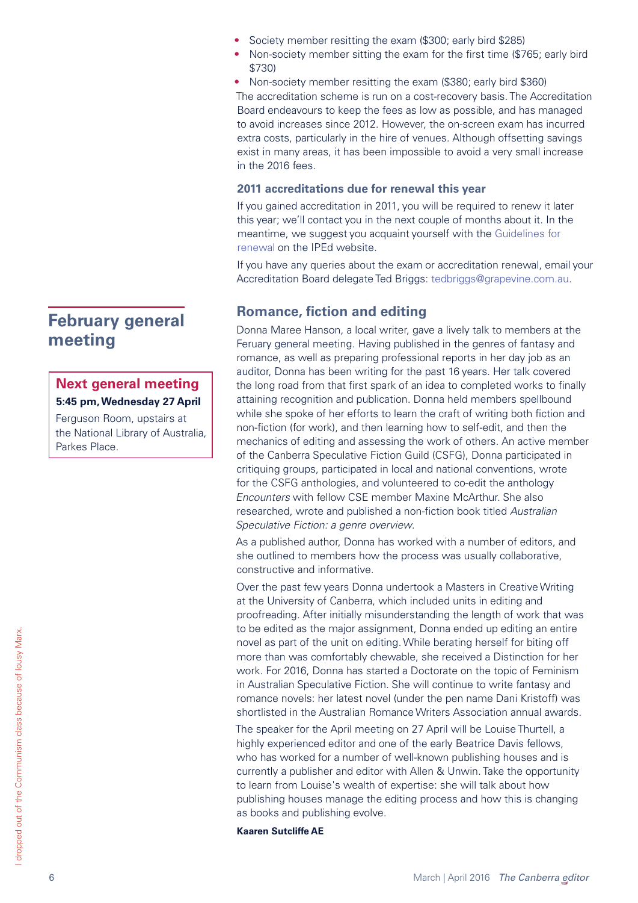- Society member resitting the exam ($300; early bird $285)
- Non-society member sitting the exam for the first time ($765; early bird $730)
- Non-society member resitting the exam ($380; early bird $360)

The accreditation scheme is run on a cost-recovery basis. The Accreditation Board endeavours to keep the fees as low as possible, and has managed to avoid increases since 2012. However, the on-screen exam has incurred extra costs, particularly in the hire of venues. Although offsetting savings exist in many areas, it has been impossible to avoid a very small increase in the 2016 fees.

### 2011 accreditations due for renewal this year

If you gained accreditation in 2011, you will be required to renew it later this year; we'll contact you in the next couple of months about it. In the meantime, we suggest you acquaint yourself with the Guidelines for renewal on the IPEd website.

If you have any queries about the exam or accreditation renewal, email your Accreditation Board delegate Ted Briggs: tedbriggs@grapevine.com.au.

## February general meeting

### Next general meeting

**5:45 pm, Wednesday 27 April**

Ferguson Room, upstairs at the National Library of Australia, Parkes Place.

### Romance, fiction and editing

Donna Maree Hanson, a local writer, gave a lively talk to members at the Feruary general meeting. Having published in the genres of fantasy and romance, as well as preparing professional reports in her day job as an auditor, Donna has been writing for the past 16 years. Her talk covered the long road from that first spark of an idea to completed works to finally attaining recognition and publication. Donna held members spellbound while she spoke of her efforts to learn the craft of writing both fiction and non-fiction (for work), and then learning how to self-edit, and then the mechanics of editing and assessing the work of others. An active member of the Canberra Speculative Fiction Guild (CSFG), Donna participated in critiquing groups, participated in local and national conventions, wrote for the CSFG anthologies, and volunteered to co-edit the anthology *Encounters* with fellow CSE member Maxine McArthur. She also researched, wrote and published a non-fiction book titled *Australian Speculative Fiction: a genre overview*.

As a published author, Donna has worked with a number of editors, and she outlined to members how the process was usually collaborative, constructive and informative.

Over the past few years Donna undertook a Masters in Creative Writing at the University of Canberra, which included units in editing and proofreading. After initially misunderstanding the length of work that was to be edited as the major assignment, Donna ended up editing an entire novel as part of the unit on editing. While berating herself for biting off more than was comfortably chewable, she received a Distinction for her work. For 2016, Donna has started a Doctorate on the topic of Feminism in Australian Speculative Fiction. She will continue to write fantasy and romance novels: her latest novel (under the pen name Dani Kristoff) was shortlisted in the Australian Romance Writers Association annual awards.

The speaker for the April meeting on 27 April will be Louise Thurtell, a highly experienced editor and one of the early Beatrice Davis fellows, who has worked for a number of well-known publishing houses and is currently a publisher and editor with Allen & Unwin. Take the opportunity to learn from Louise's wealth of expertise: she will talk about how publishing houses manage the editing process and how this is changing as books and publishing evolve.

**Kaaren Sutcliffe AE**

I dropped out of the Communism class because of lousy Marx.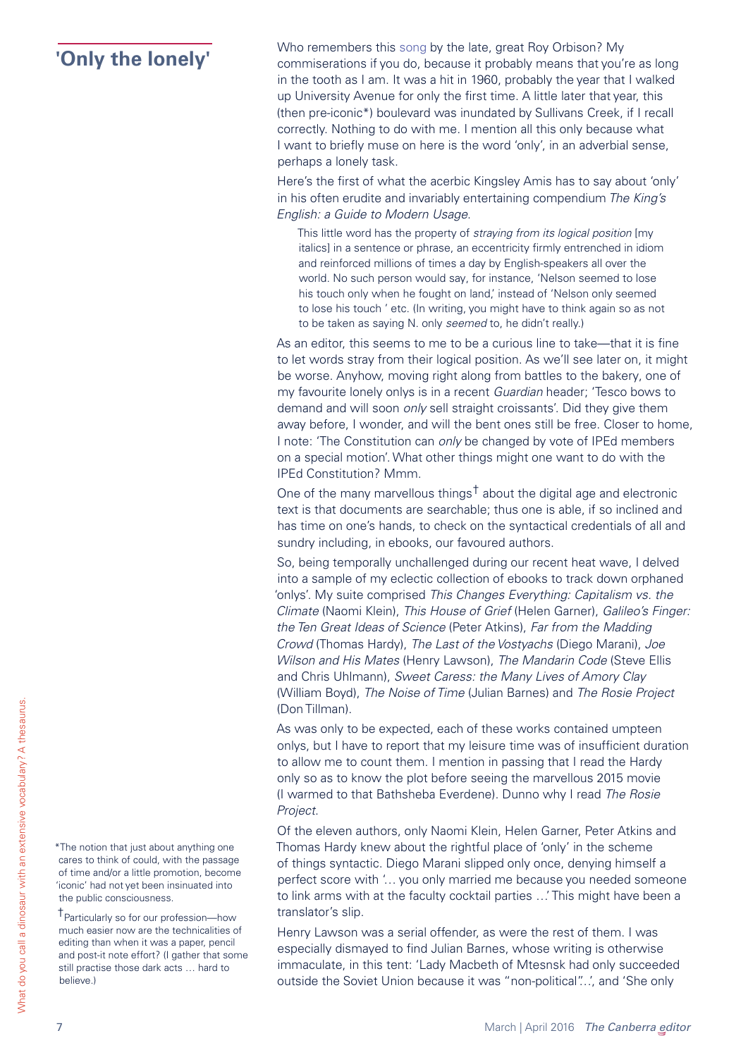## 'Only the lonely'

Who remembers this song by the late, great Roy Orbison? My commiserations if you do, because it probably means that you're as long in the tooth as I am. It was a hit in 1960, probably the year that I walked up University Avenue for only the first time. A little later that year, this (then pre-iconic*) boulevard was inundated by Sullivans Creek, if I recall correctly. Nothing to do with me. I mention all this only because what I want to briefly muse on here is the word 'only', in an adverbial sense, perhaps a lonely task.

Here's the first of what the acerbic Kingsley Amis has to say about 'only' in his often erudite and invariably entertaining compendium *The King's English: a Guide to Modern Usage*.

> This little word has the property of *straying from its logical position* [my italics] in a sentence or phrase, an eccentricity firmly entrenched in idiom and reinforced millions of times a day by English-speakers all over the world. No such person would say, for instance, 'Nelson seemed to lose his touch only when he fought on land,' instead of 'Nelson only seemed to lose his touch ' etc. (In writing, you might have to think again so as not to be taken as saying N. only *seemed* to, he didn't really.)

As an editor, this seems to me to be a curious line to take—that it is fine to let words stray from their logical position. As we'll see later on, it might be worse. Anyhow, moving right along from battles to the bakery, one of my favourite lonely onlys is in a recent *Guardian* header; 'Tesco bows to demand and will soon *only* sell straight croissants'. Did they give them away before, I wonder, and will the bent ones still be free. Closer to home, I note: 'The Constitution can *only* be changed by vote of IPEd members on a special motion'. What other things might one want to do with the IPEd Constitution? Mmm.

One of the many marvellous things† about the digital age and electronic text is that documents are searchable; thus one is able, if so inclined and has time on one's hands, to check on the syntactical credentials of all and sundry including, in ebooks, our favoured authors.

So, being temporally unchallenged during our recent heat wave, I delved into a sample of my eclectic collection of ebooks to track down orphaned 'onlys'. My suite comprised *This Changes Everything: Capitalism vs. the Climate* (Naomi Klein), *This House of Grief* (Helen Garner), *Galileo's Finger: the Ten Great Ideas of Science* (Peter Atkins), *Far from the Madding Crowd* (Thomas Hardy), *The Last of the Vostyachs* (Diego Marani), *Joe Wilson and His Mates* (Henry Lawson), *The Mandarin Code* (Steve Ellis and Chris Uhlmann), *Sweet Caress: the Many Lives of Amory Clay* (William Boyd), *The Noise of Time* (Julian Barnes) and *The Rosie Project* (Don Tillman).

As was only to be expected, each of these works contained umpteen onlys, but I have to report that my leisure time was of insufficient duration to allow me to count them. I mention in passing that I read the Hardy only so as to know the plot before seeing the marvellous 2015 movie (I warmed to that Bathsheba Everdene). Dunno why I read *The Rosie Project*.

Of the eleven authors, only Naomi Klein, Helen Garner, Peter Atkins and Thomas Hardy knew about the rightful place of 'only' in the scheme of things syntactic. Diego Marani slipped only once, denying himself a perfect score with '... you only married me because you needed someone to link arms with at the faculty cocktail parties ...' This might have been a translator's slip.

Henry Lawson was a serial offender, as were the rest of them. I was especially dismayed to find Julian Barnes, whose writing is otherwise immaculate, in this tent: 'Lady Macbeth of Mtesnsk had only succeeded outside the Soviet Union because it was "non-political"..', and 'She only

*The notion that just about anything one cares to think of could, with the passage of time and/or a little promotion, become 'iconic' had not yet been insinuated into the public consciousness.

†Particularly so for our profession—how much easier now are the technicalities of editing than when it was a paper, pencil and post-it note effort? (I gather that some still practise those dark acts … hard to believe.)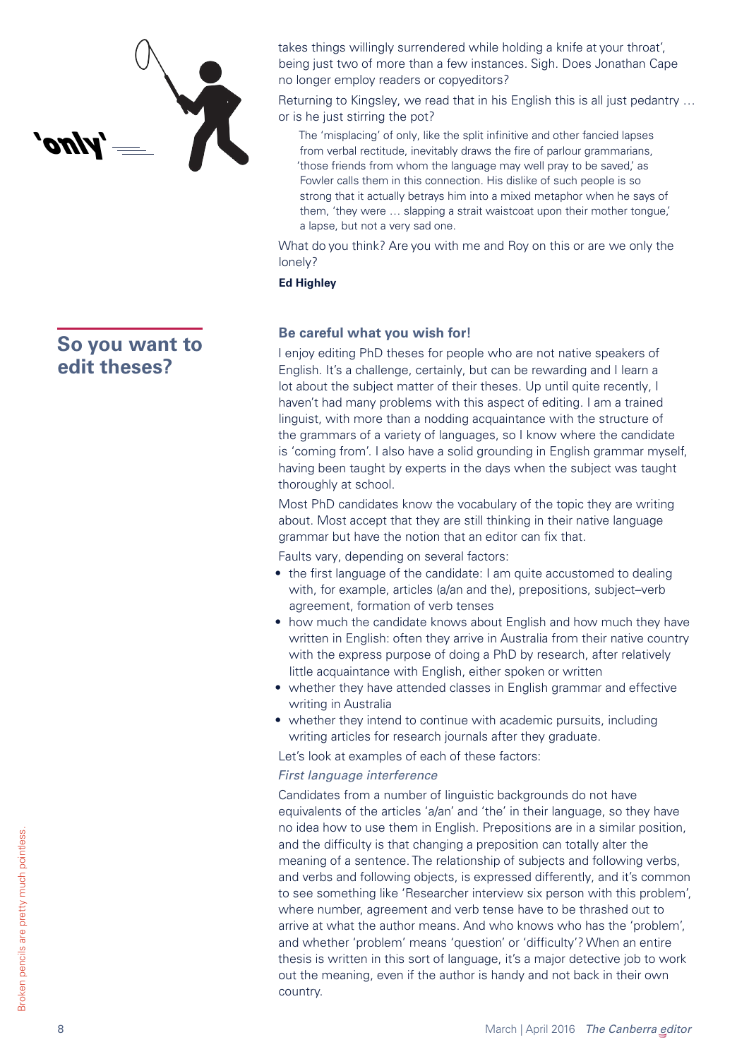'only'

takes things willingly surrendered while holding a knife at your throat', being just two of more than a few instances. Sigh. Does Jonathan Cape no longer employ readers or copyeditors?

Returning to Kingsley, we read that in his English this is all just pedantry … or is he just stirring the pot?

> The 'misplacing' of only, like the split infinitive and other fancied lapses from verbal rectitude, inevitably draws the fire of parlour grammarians, 'those friends from whom the language may well pray to be saved,' as Fowler calls them in this connection. His dislike of such people is so strong that it actually betrays him into a mixed metaphor when he says of them, 'they were … slapping a strait waistcoat upon their mother tongue,' a lapse, but not a very sad one.

What do you think? Are you with me and Roy on this or are we only the lonely?

**Ed Highley**

## So you want to edit theses?

### Be careful what you wish for!

I enjoy editing PhD theses for people who are not native speakers of English. It's a challenge, certainly, but can be rewarding and I learn a lot about the subject matter of their theses. Up until quite recently, I haven't had many problems with this aspect of editing. I am a trained linguist, with more than a nodding acquaintance with the structure of the grammars of a variety of languages, so I know where the candidate is 'coming from'. I also have a solid grounding in English grammar myself, having been taught by experts in the days when the subject was taught thoroughly at school.

Most PhD candidates know the vocabulary of the topic they are writing about. Most accept that they are still thinking in their native language grammar but have the notion that an editor can fix that.

Faults vary, depending on several factors:

- the first language of the candidate: I am quite accustomed to dealing with, for example, articles (a/an and the), prepositions, subject–verb agreement, formation of verb tenses
- how much the candidate knows about English and how much they have written in English: often they arrive in Australia from their native country with the express purpose of doing a PhD by research, after relatively little acquaintance with English, either spoken or written
- whether they have attended classes in English grammar and effective writing in Australia
- whether they intend to continue with academic pursuits, including writing articles for research journals after they graduate.

Let's look at examples of each of these factors:

*First language interference*

Candidates from a number of linguistic backgrounds do not have equivalents of the articles 'a/an' and 'the' in their language, so they have no idea how to use them in English. Prepositions are in a similar position, and the difficulty is that changing a preposition can totally alter the meaning of a sentence. The relationship of subjects and following verbs, and verbs and following objects, is expressed differently, and it's common to see something like 'Researcher interview six person with this problem', where number, agreement and verb tense have to be thrashed out to arrive at what the author means. And who knows who has the 'problem', and whether 'problem' means 'question' or 'difficulty'? When an entire thesis is written in this sort of language, it's a major detective job to work out the meaning, even if the author is handy and not back in their own country.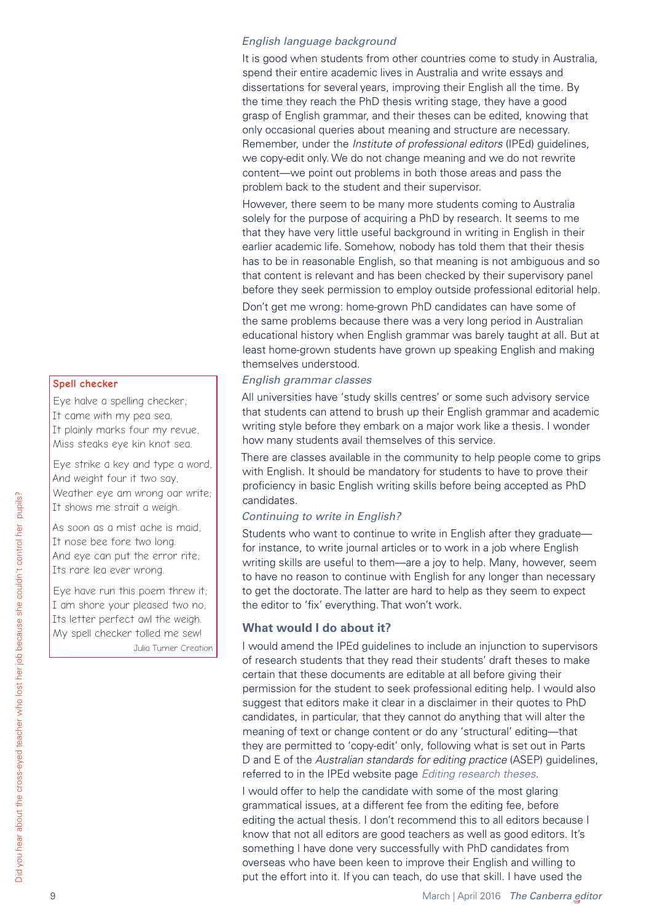*English language background*

It is good when students from other countries come to study in Australia, spend their entire academic lives in Australia and write essays and dissertations for several years, improving their English all the time. By the time they reach the PhD thesis writing stage, they have a good grasp of English grammar, and their theses can be edited, knowing that only occasional queries about meaning and structure are necessary. Remember, under the *Institute of professional editors* (IPEd) guidelines, we copy-edit only. We do not change meaning and we do not rewrite content—we point out problems in both those areas and pass the problem back to the student and their supervisor.

However, there seem to be many more students coming to Australia solely for the purpose of acquiring a PhD by research. It seems to me that they have very little useful background in writing in English in their earlier academic life. Somehow, nobody has told them that their thesis has to be in reasonable English, so that meaning is not ambiguous and so that content is relevant and has been checked by their supervisory panel before they seek permission to employ outside professional editorial help.

Don't get me wrong: home-grown PhD candidates can have some of the same problems because there was a very long period in Australian educational history when English grammar was barely taught at all. But at least home-grown students have grown up speaking English and making themselves understood.

*English grammar classes*

All universities have 'study skills centres' or some such advisory service that students can attend to brush up their English grammar and academic writing style before they embark on a major work like a thesis. I wonder how many students avail themselves of this service.

There are classes available in the community to help people come to grips with English. It should be mandatory for students to have to prove their proficiency in basic English writing skills before being accepted as PhD candidates.

*Continuing to write in English?*

Students who want to continue to write in English after they graduate—for instance, to write journal articles or to work in a job where English writing skills are useful to them—are a joy to help. Many, however, seem to have no reason to continue with English for any longer than necessary to get the doctorate. The latter are hard to help as they seem to expect the editor to 'fix' everything. That won't work.

### What would I do about it?

I would amend the IPEd guidelines to include an injunction to supervisors of research students that they read their students' draft theses to make certain that these documents are editable at all before giving their permission for the student to seek professional editing help. I would also suggest that editors make it clear in a disclaimer in their quotes to PhD candidates, in particular, that they cannot do anything that will alter the meaning of text or change content or do any 'structural' editing—that they are permitted to 'copy-edit' only, following what is set out in Parts D and E of the *Australian standards for editing practice* (ASEP) guidelines, referred to in the IPEd website page *Editing research theses*.

I would offer to help the candidate with some of the most glaring grammatical issues, at a different fee from the editing fee, before editing the actual thesis. I don't recommend this to all editors because I know that not all editors are good teachers as well as good editors. It's something I have done very successfully with PhD candidates from overseas who have been keen to improve their English and willing to put the effort into it. If you can teach, do use that skill. I have used the

**Spell checker**

Eye halve a spelling checker;
It came with my pea sea.
It plainly marks four my revue,
Miss steaks eye kin knot sea.

Eye strike a key and type a word,
And weight four it two say,
Weather eye am wrong oar write;
It shows me strait a weigh.

As soon as a mist ache is maid,
It nose bee fore two long.
And eye can put the error rite;
Its rare lea ever wrong.

Eye have run this poem threw it;
I am shore your pleased two no,
Its letter perfect awl the weigh.
My spell checker tolled me sew!

Julia Turner Creation

Did you hear about the cross-eyed teacher who lost her job because she couldn't control her pupils?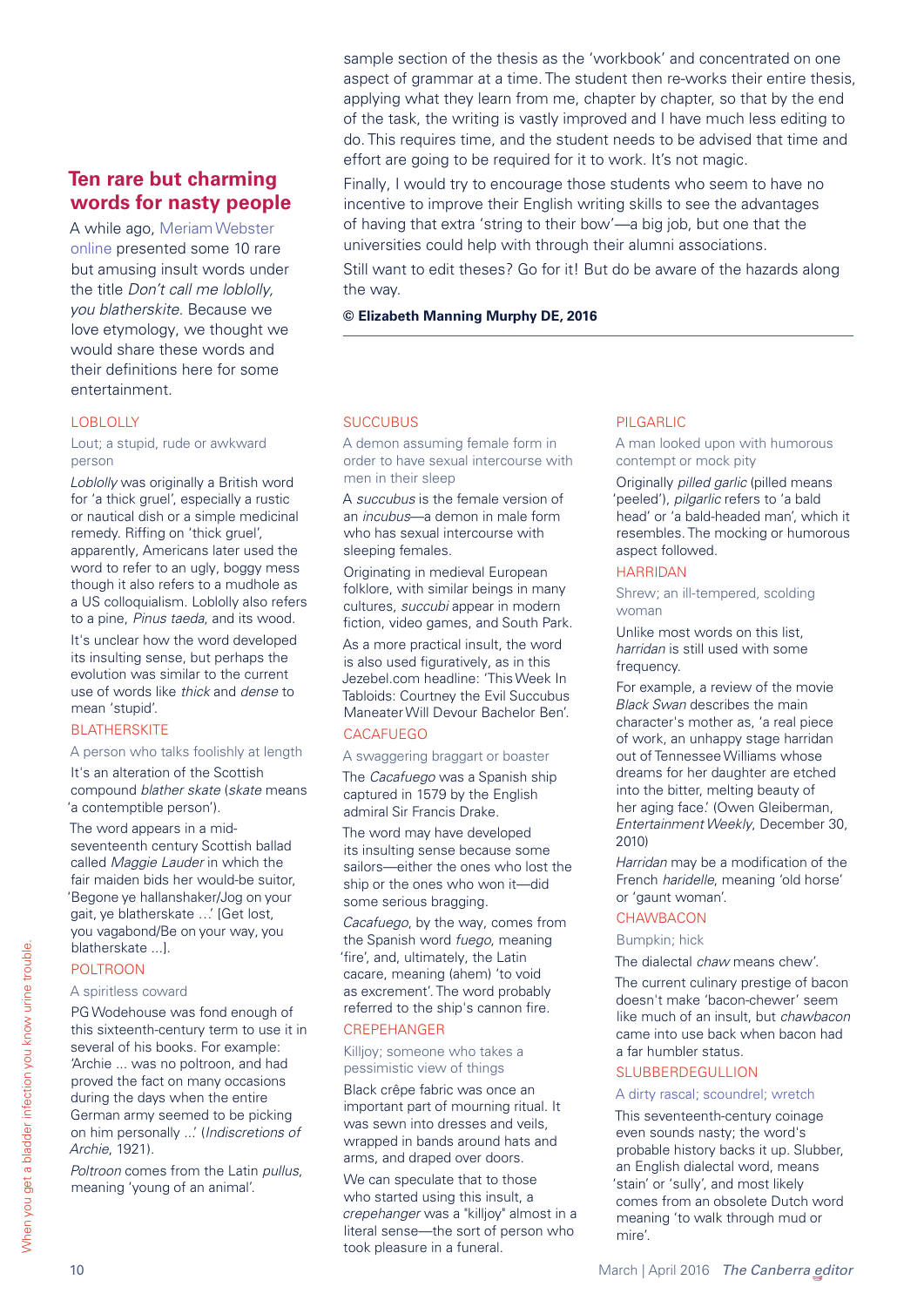sample section of the thesis as the 'workbook' and concentrated on one aspect of grammar at a time. The student then re-works their entire thesis, applying what they learn from me, chapter by chapter, so that by the end of the task, the writing is vastly improved and I have much less editing to do. This requires time, and the student needs to be advised that time and effort are going to be required for it to work. It's not magic.

Finally, I would try to encourage those students who seem to have no incentive to improve their English writing skills to see the advantages of having that extra 'string to their bow'—a big job, but one that the universities could help with through their alumni associations.

Still want to edit theses? Go for it! But do be aware of the hazards along the way.

**© Elizabeth Manning Murphy DE, 2016**

---

## Ten rare but charming words for nasty people

A while ago, Meriam Webster online presented some 10 rare but amusing insult words under the title *Don't call me loblolly, you blatherskite*. Because we love etymology, we thought we would share these words and their definitions here for some entertainment.

### LOBLOLLY

Lout; a stupid, rude or awkward person

*Loblolly* was originally a British word for 'a thick gruel', especially a rustic or nautical dish or a simple medicinal remedy. Riffing on 'thick gruel', apparently, Americans later used the word to refer to an ugly, boggy mess though it also refers to a mudhole as a US colloquialism. Loblolly also refers to a pine, *Pinus taeda*, and its wood.

It's unclear how the word developed its insulting sense, but perhaps the evolution was similar to the current use of words like *thick* and *dense* to mean 'stupid'.

### BLATHERSKITE

A person who talks foolishly at length

It's an alteration of the Scottish compound *blather skate* (*skate* means 'a contemptible person').

The word appears in a mid-seventeenth century Scottish ballad called *Maggie Lauder* in which the fair maiden bids her would-be suitor, 'Begone ye hallanshaker/Jog on your gait, ye blatherskate …' [Get lost, you vagabond/Be on your way, you blatherskate ...].

### POLTROON

A spiritless coward

PG Wodehouse was fond enough of this sixteenth-century term to use it in several of his books. For example: 'Archie ... was no poltroon, and had proved the fact on many occasions during the days when the entire German army seemed to be picking on him personally ...' (*Indiscretions of Archie*, 1921).

*Poltroon* comes from the Latin *pullus*, meaning 'young of an animal'.

### SUCCUBUS

A demon assuming female form in order to have sexual intercourse with men in their sleep

A *succubus* is the female version of an *incubus*—a demon in male form who has sexual intercourse with sleeping females.

Originating in medieval European folklore, with similar beings in many cultures, *succubi* appear in modern fiction, video games, and South Park.

As a more practical insult, the word is also used figuratively, as in this Jezebel.com headline: 'This Week In Tabloids: Courtney the Evil Succubus Maneater Will Devour Bachelor Ben'.

### CACAFUEGO

A swaggering braggart or boaster

The *Cacafuego* was a Spanish ship captured in 1579 by the English admiral Sir Francis Drake.

The word may have developed its insulting sense because some sailors—either the ones who lost the ship or the ones who won it—did some serious bragging.

*Cacafuego*, by the way, comes from the Spanish word *fuego*, meaning 'fire', and, ultimately, the Latin *cacare*, meaning (ahem) 'to void as excrement'. The word probably referred to the ship's cannon fire.

### CREPEHANGER

Killjoy; someone who takes a pessimistic view of things

Black crêpe fabric was once an important part of mourning ritual. It was sewn into dresses and veils, wrapped in bands around hats and arms, and draped over doors.

We can speculate that to those who started using this insult, a *crepehanger* was a "killjoy" almost in a literal sense—the sort of person who took pleasure in a funeral.

### PILGARLIC

A man looked upon with humorous contempt or mock pity

Originally *pilled garlic* (pilled means 'peeled'), *pilgarlic* refers to 'a bald head' or 'a bald-headed man', which it resembles. The mocking or humorous aspect followed.

### HARRIDAN

Shrew; an ill-tempered, scolding woman

Unlike most words on this list, *harridan* is still used with some frequency.

For example, a review of the movie *Black Swan* describes the main character's mother as, 'a real piece of work, an unhappy stage harridan out of Tennessee Williams whose dreams for her daughter are etched into the bitter, melting beauty of her aging face.' (Owen Gleiberman, *Entertainment Weekly*, December 30, 2010)

*Harridan* may be a modification of the French *haridelle*, meaning 'old horse' or 'gaunt woman'.

### CHAWBACON

Bumpkin; hick

The dialectal *chaw* means chew'.

The current culinary prestige of bacon doesn't make 'bacon-chewer' seem like much of an insult, but *chawbacon* came into use back when bacon had a far humbler status.

### SLUBBERDEGULLION

A dirty rascal; scoundrel; wretch

This seventeenth-century coinage even sounds nasty; the word's probable history backs it up. Slubber, an English dialectal word, means 'stain' or 'sully', and most likely comes from an obsolete Dutch word meaning 'to walk through mud or mire'.

When you get a bladder infection you know urine trouble.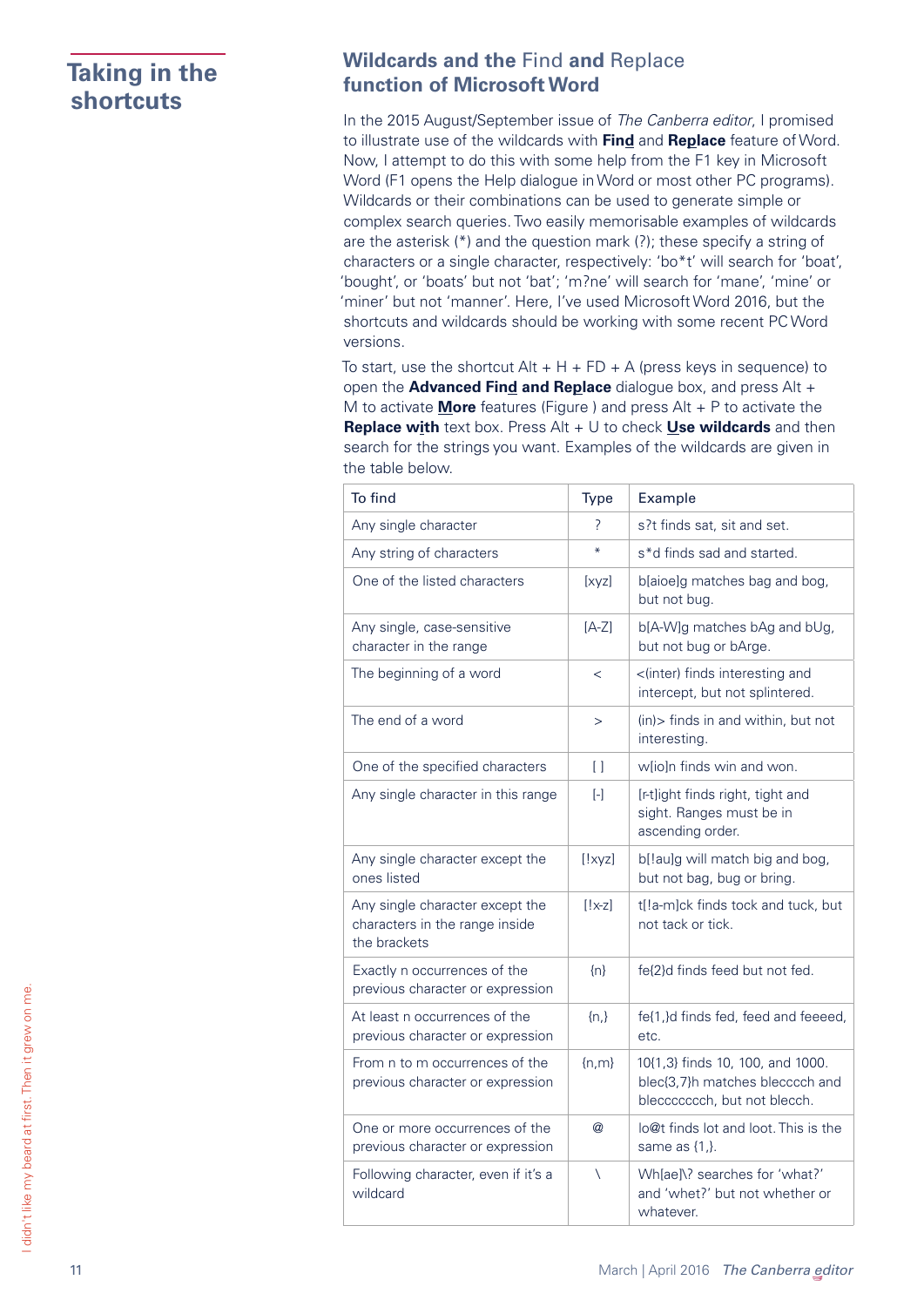# Taking in the shortcuts

## Wildcards and the Find and Replace function of Microsoft Word

In the 2015 August/September issue of *The Canberra editor*, I promised to illustrate use of the wildcards with **Find** and **Replace** feature of Word. Now, I attempt to do this with some help from the F1 key in Microsoft Word (F1 opens the Help dialogue in Word or most other PC programs). Wildcards or their combinations can be used to generate simple or complex search queries. Two easily memorisable examples of wildcards are the asterisk (*) and the question mark (?); these specify a string of characters or a single character, respectively: 'bo*t' will search for 'boat', 'bought', or 'boats' but not 'bat'; 'm?ne' will search for 'mane', 'mine' or 'miner' but not 'manner'. Here, I've used Microsoft Word 2016, but the shortcuts and wildcards should be working with some recent PC Word versions.

To start, use the shortcut Alt + H + FD + A (press keys in sequence) to open the **Advanced Find and Replace** dialogue box, and press Alt + M to activate **More** features (Figure ) and press Alt + P to activate the **Replace with** text box. Press Alt + U to check **Use wildcards** and then search for the strings you want. Examples of the wildcards are given in the table below.

| To find | Type | Example |
|---|---|---|
| Any single character | ? | s?t finds sat, sit and set. |
| Any string of characters | * | s*d finds sad and started. |
| One of the listed characters | [xyz] | b[aioe]g matches bag and bog, but not bug. |
| Any single, case-sensitive character in the range | [A-Z] | b[A-W]g matches bAg and bUg, but not bug or bArge. |
| The beginning of a word | < | <(inter) finds interesting and intercept, but not splintered. |
| The end of a word | > | (in)> finds in and within, but not interesting. |
| One of the specified characters | [ ] | w[io]n finds win and won. |
| Any single character in this range | [-] | [r-t]ight finds right, tight and sight. Ranges must be in ascending order. |
| Any single character except the ones listed | [!xyz] | b[!au]g will match big and bog, but not bag, bug or bring. |
| Any single character except the characters in the range inside the brackets | [!x-z] | t[!a-m]ck finds tock and tuck, but not tack or tick. |
| Exactly n occurrences of the previous character or expression | {n} | fe{2}d finds feed but not fed. |
| At least n occurrences of the previous character or expression | {n,} | fe{1,}d finds fed, feed and feeeed, etc. |
| From n to m occurrences of the previous character or expression | {n,m} | 10{1,3} finds 10, 100, and 1000. blec{3,7}h matches bleccch and blecccccch, but not blecch. |
| One or more occurrences of the previous character or expression | @ | lo@t finds lot and loot. This is the same as {1,}. |
| Following character, even if it's a wildcard | \ | Wh[ae]\? searches for 'what?' and 'whet?' but not whether or whatever. |

I didn't like my beard at first. Then it grew on me.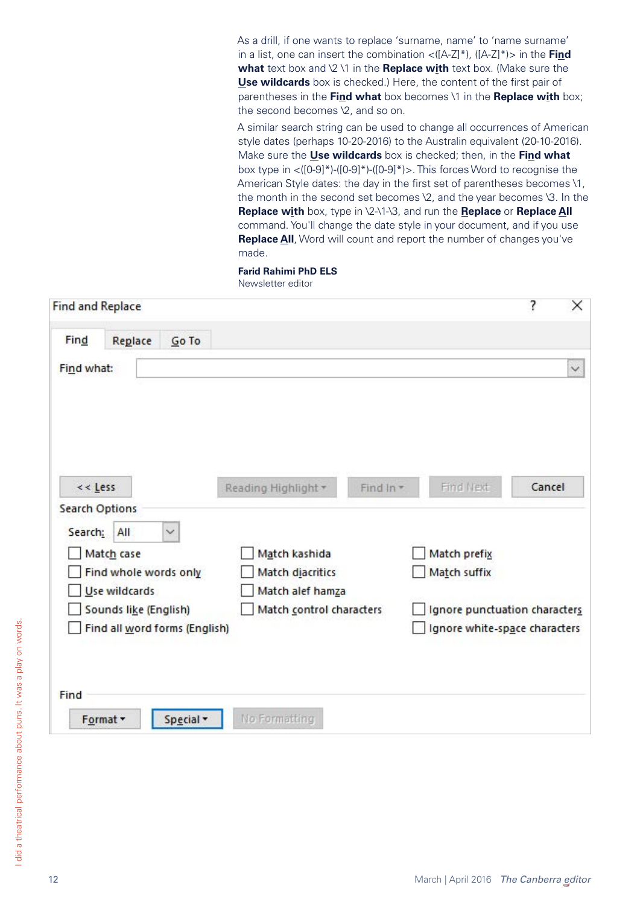As a drill, if one wants to replace 'surname, name' to 'name surname' in a list, one can insert the combination <([A-Z]*), ([A-Z]*)> in the **Find what** text box and \2 \1 in the **Replace with** text box. (Make sure the **Use wildcards** box is checked.) Here, the content of the first pair of parentheses in the **Find what** box becomes \1 in the **Replace with** box; the second becomes \2, and so on.

A similar search string can be used to change all occurrences of American style dates (perhaps 10-20-2016) to the Australin equivalent (20-10-2016). Make sure the **Use wildcards** box is checked; then, in the **Find what** box type in <([0-9]*)-([0-9]*)-([0-9]*)>. This forces Word to recognise the American Style dates: the day in the first set of parentheses becomes \1, the month in the second set becomes \2, and the year becomes \3. In the **Replace with** box, type in \2-\1-\3, and run the **Replace** or **Replace All** command. You'll change the date style in your document, and if you use **Replace All**, Word will count and report the number of changes you've made.

**Farid Rahimi PhD ELS**
Newsletter editor

Find and Replace

Find | Replace | Go To

Find what:

<< Less | Reading Highlight | Find In | Find Next | Cancel

Search Options

Search: All

- Match case
- Find whole words only
- Use wildcards
- Sounds like (English)
- Find all word forms (English)
- Match kashida
- Match diacritics
- Match alef hamza
- Match control characters
- Match prefix
- Match suffix
- Ignore punctuation characters
- Ignore white-space characters

Find

Format | Special | No Formatting

I did a theatrical performance about puns. It was a play on words.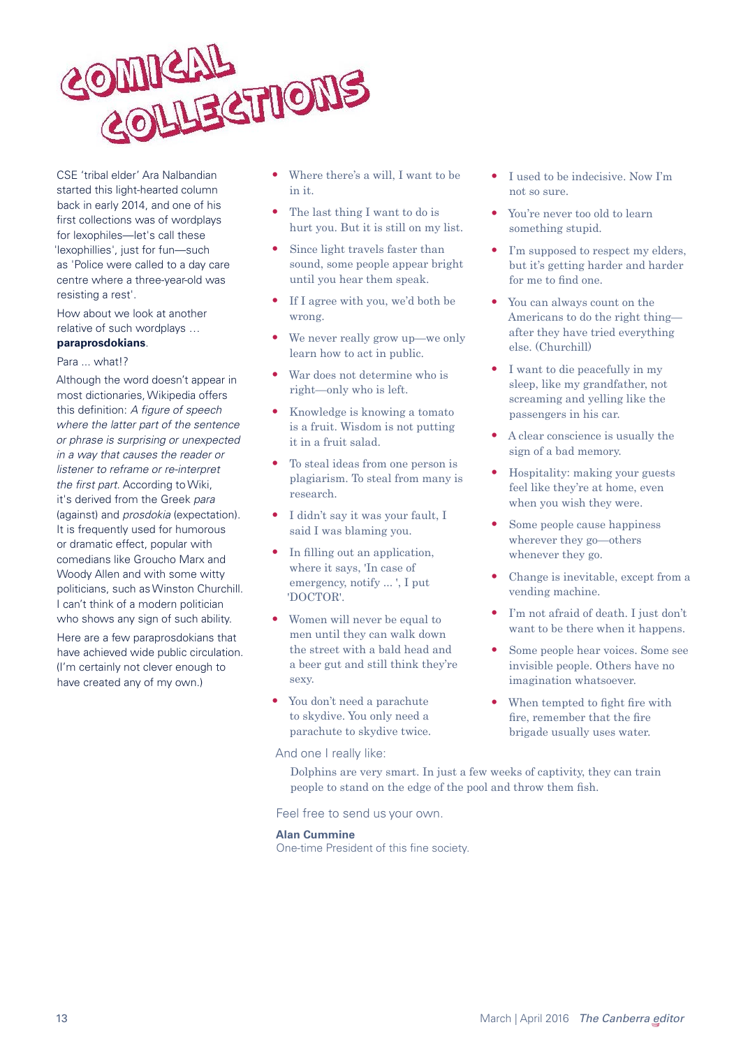# Comical Collections

CSE 'tribal elder' Ara Nalbandian started this light-hearted column back in early 2014, and one of his first collections was of wordplays for lexophiles—let's call these 'lexophillies', just for fun—such as 'Police were called to a day care centre where a three-year-old was resisting a rest'.

How about we look at another relative of such wordplays … **paraprosdokians**.

Para … what!?

Although the word doesn't appear in most dictionaries, Wikipedia offers this definition: *A figure of speech where the latter part of the sentence or phrase is surprising or unexpected in a way that causes the reader or listener to reframe or re-interpret the first part.* According to Wiki, it's derived from the Greek *para* (against) and *prosdokia* (expectation). It is frequently used for humorous or dramatic effect, popular with comedians like Groucho Marx and Woody Allen and with some witty politicians, such as Winston Churchill. I can't think of a modern politician who shows any sign of such ability.

Here are a few paraprosdokians that have achieved wide public circulation. (I'm certainly not clever enough to have created any of my own.)

- Where there's a will, I want to be in it.
- The last thing I want to do is hurt you. But it is still on my list.
- Since light travels faster than sound, some people appear bright until you hear them speak.
- If I agree with you, we'd both be wrong.
- We never really grow up—we only learn how to act in public.
- War does not determine who is right—only who is left.
- Knowledge is knowing a tomato is a fruit. Wisdom is not putting it in a fruit salad.
- To steal ideas from one person is plagiarism. To steal from many is research.
- I didn't say it was your fault, I said I was blaming you.
- In filling out an application, where it says, 'In case of emergency, notify ... ', I put 'DOCTOR'.
- Women will never be equal to men until they can walk down the street with a bald head and a beer gut and still think they're sexy.
- You don't need a parachute to skydive. You only need a parachute to skydive twice.
- I used to be indecisive. Now I'm not so sure.
- You're never too old to learn something stupid.
- I'm supposed to respect my elders, but it's getting harder and harder for me to find one.
- You can always count on the Americans to do the right thing—after they have tried everything else. (Churchill)
- I want to die peacefully in my sleep, like my grandfather, not screaming and yelling like the passengers in his car.
- A clear conscience is usually the sign of a bad memory.
- Hospitality: making your guests feel like they're at home, even when you wish they were.
- Some people cause happiness wherever they go—others whenever they go.
- Change is inevitable, except from a vending machine.
- I'm not afraid of death. I just don't want to be there when it happens.
- Some people hear voices. Some see invisible people. Others have no imagination whatsoever.
- When tempted to fight fire with fire, remember that the fire brigade usually uses water.

And one I really like:

> Dolphins are very smart. In just a few weeks of captivity, they can train people to stand on the edge of the pool and throw them fish.

Feel free to send us your own.

**Alan Cummine**
One-time President of this fine society.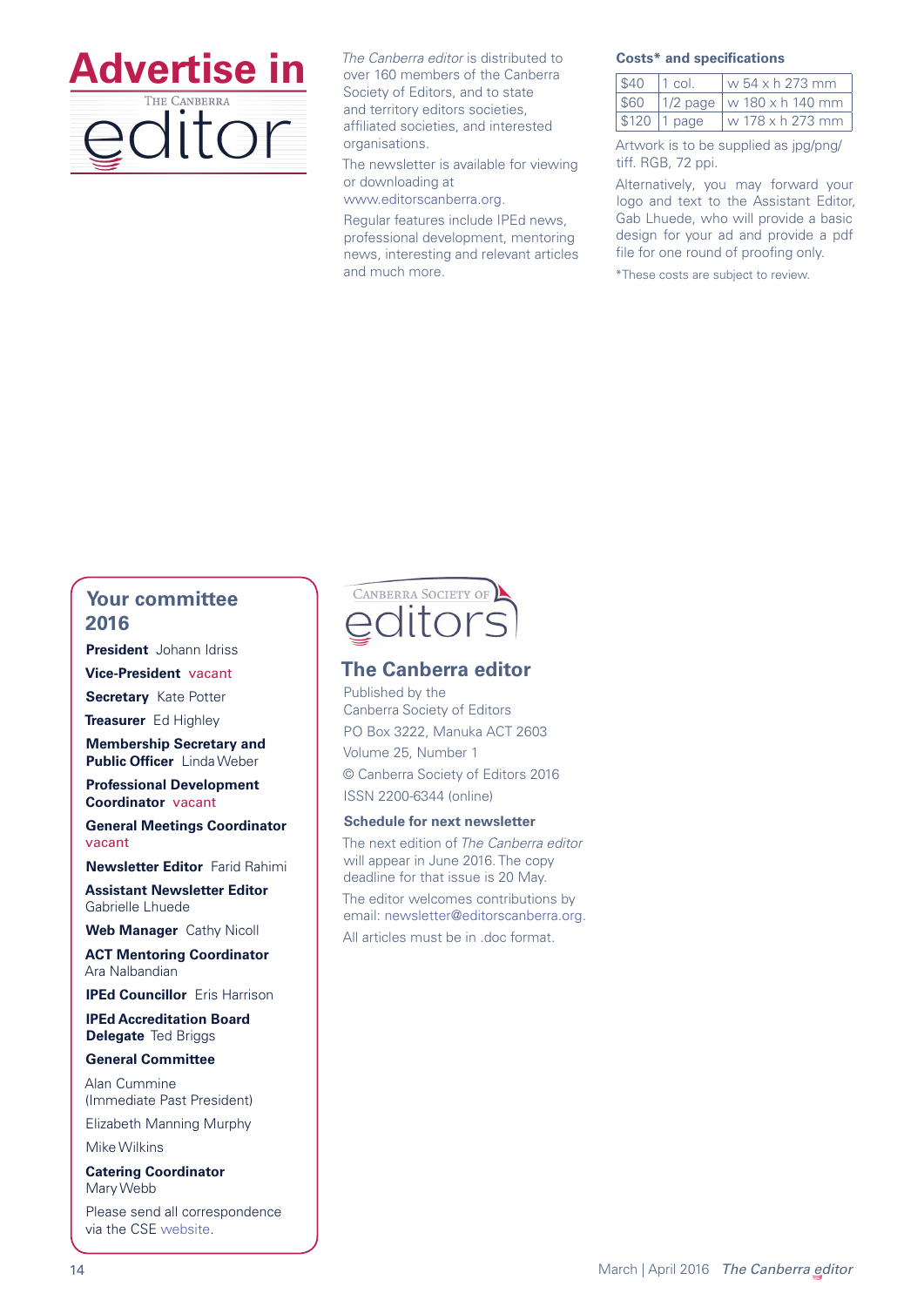# Advertise in The Canberra editor

*The Canberra editor* is distributed to over 160 members of the Canberra Society of Editors, and to state and territory editors societies, affiliated societies, and interested organisations.

The newsletter is available for viewing or downloading at www.editorscanberra.org.

Regular features include IPEd news, professional development, mentoring news, interesting and relevant articles and much more.

**Costs* and specifications**

| | | |
|---|---|---|
| $40 | 1 col. | w 54 x h 273 mm |
| $60 | 1/2 page | w 180 x h 140 mm |
| $120 | 1 page | w 178 x h 273 mm |

Artwork is to be supplied as jpg/png/tiff. RGB, 72 ppi.

Alternatively, you may forward your logo and text to the Assistant Editor, Gab Lhuede, who will provide a basic design for your ad and provide a pdf file for one round of proofing only.

*These costs are subject to review.

## Your committee 2016

**President** Johann Idriss

**Vice-President** vacant

**Secretary** Kate Potter

**Treasurer** Ed Highley

**Membership Secretary and Public Officer** Linda Weber

**Professional Development Coordinator** vacant

**General Meetings Coordinator** vacant

**Newsletter Editor** Farid Rahimi

**Assistant Newsletter Editor** Gabrielle Lhuede

**Web Manager** Cathy Nicoll

**ACT Mentoring Coordinator** Ara Nalbandian

**IPEd Councillor** Eris Harrison

**IPEd Accreditation Board Delegate** Ted Briggs

**General Committee**

Alan Cummine (Immediate Past President)

Elizabeth Manning Murphy

Mike Wilkins

**Catering Coordinator** Mary Webb

Please send all correspondence via the CSE website.

Canberra Society of editors

## The Canberra editor

Published by the Canberra Society of Editors

PO Box 3222, Manuka ACT 2603

Volume 25, Number 1

© Canberra Society of Editors 2016

ISSN 2200-6344 (online)

**Schedule for next newsletter**

The next edition of *The Canberra editor* will appear in June 2016. The copy deadline for that issue is 20 May.

The editor welcomes contributions by email: newsletter@editorscanberra.org.

All articles must be in .doc format.